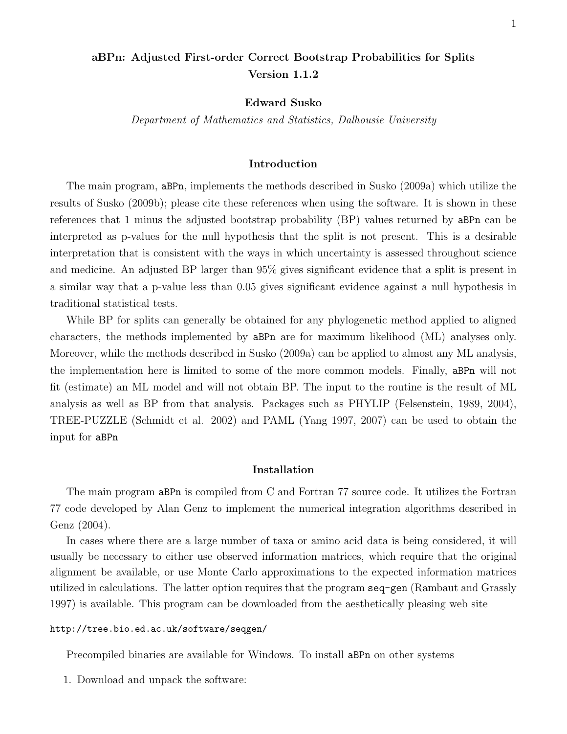# aBPn: Adjusted First-order Correct Bootstrap Probabilities for Splits
## Version 1.1.2

**Edward Susko**

*Department of Mathematics and Statistics, Dalhousie University*

## Introduction

The main program, `aBPn`, implements the methods described in Susko (2009a) which utilize the results of Susko (2009b); please cite these references when using the software. It is shown in these references that 1 minus the adjusted bootstrap probability (BP) values returned by `aBPn` can be interpreted as p-values for the null hypothesis that the split is not present. This is a desirable interpretation that is consistent with the ways in which uncertainty is assessed throughout science and medicine. An adjusted BP larger than 95% gives significant evidence that a split is present in a similar way that a p-value less than 0.05 gives significant evidence against a null hypothesis in traditional statistical tests.

While BP for splits can generally be obtained for any phylogenetic method applied to aligned characters, the methods implemented by `aBPn` are for maximum likelihood (ML) analyses only. Moreover, while the methods described in Susko (2009a) can be applied to almost any ML analysis, the implementation here is limited to some of the more common models. Finally, `aBPn` will not fit (estimate) an ML model and will not obtain BP. The input to the routine is the result of ML analysis as well as BP from that analysis. Packages such as PHYLIP (Felsenstein, 1989, 2004), TREE-PUZZLE (Schmidt et al. 2002) and PAML (Yang 1997, 2007) can be used to obtain the input for `aBPn`

## Installation

The main program `aBPn` is compiled from C and Fortran 77 source code. It utilizes the Fortran 77 code developed by Alan Genz to implement the numerical integration algorithms described in Genz (2004).

In cases where there are a large number of taxa or amino acid data is being considered, it will usually be necessary to either use observed information matrices, which require that the original alignment be available, or use Monte Carlo approximations to the expected information matrices utilized in calculations. The latter option requires that the program `seq-gen` (Rambaut and Grassly 1997) is available. This program can be downloaded from the aesthetically pleasing web site

`http://tree.bio.ed.ac.uk/software/seqgen/`

Precompiled binaries are available for Windows. To install `aBPn` on other systems

1. Download and unpack the software: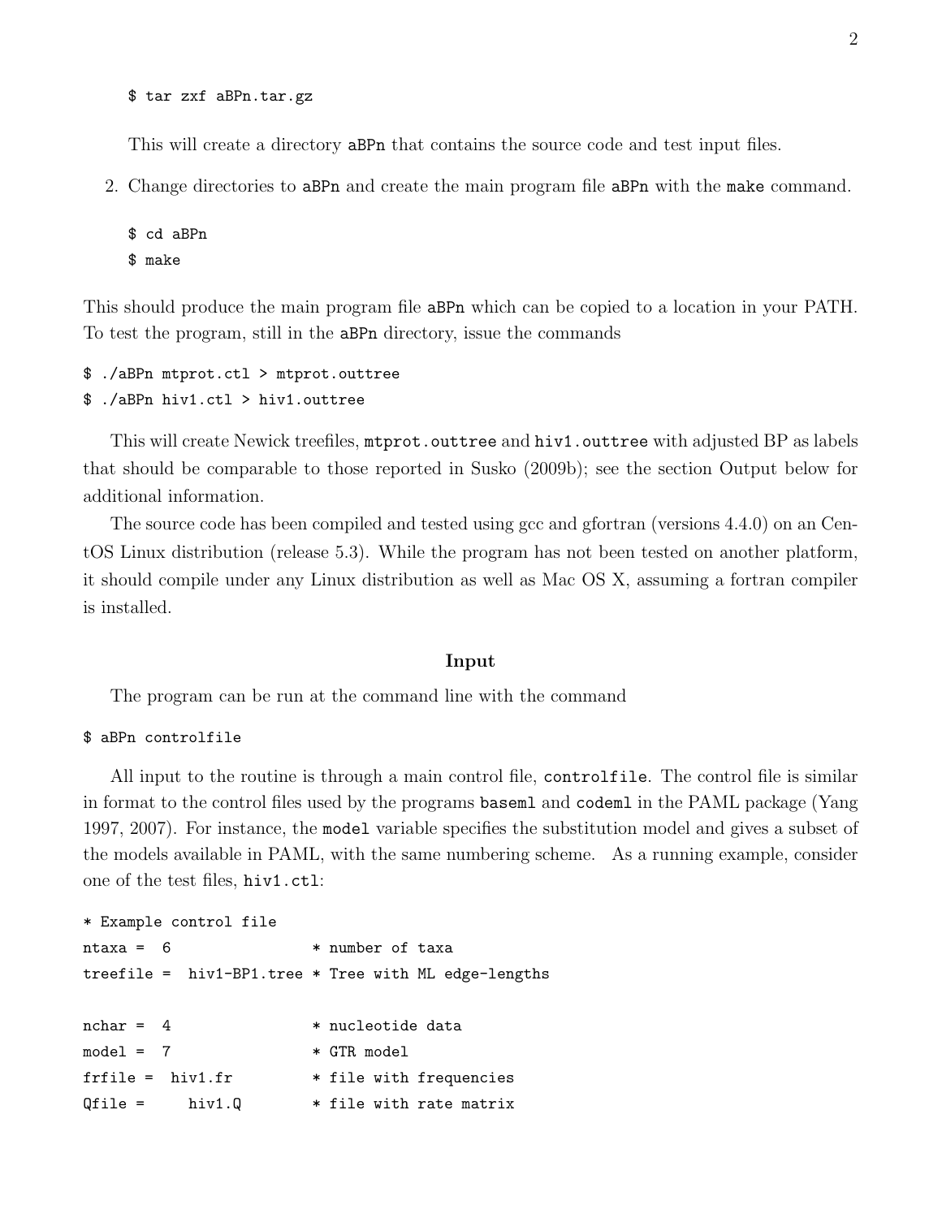```
$ tar zxf aBPn.tar.gz
```

This will create a directory `aBPn` that contains the source code and test input files.

2. Change directories to `aBPn` and create the main program file `aBPn` with the `make` command.

```
$ cd aBPn
$ make
```

This should produce the main program file `aBPn` which can be copied to a location in your PATH. To test the program, still in the `aBPn` directory, issue the commands

```
$ ./aBPn mtprot.ctl > mtprot.outtree
$ ./aBPn hiv1.ctl > hiv1.outtree
```

This will create Newick treefiles, `mtprot.outtree` and `hiv1.outtree` with adjusted BP as labels that should be comparable to those reported in Susko (2009b); see the section Output below for additional information.

The source code has been compiled and tested using gcc and gfortran (versions 4.4.0) on an CentOS Linux distribution (release 5.3). While the program has not been tested on another platform, it should compile under any Linux distribution as well as Mac OS X, assuming a fortran compiler is installed.

## Input

The program can be run at the command line with the command

```
$ aBPn controlfile
```

All input to the routine is through a main control file, `controlfile`. The control file is similar in format to the control files used by the programs `baseml` and `codeml` in the PAML package (Yang 1997, 2007). For instance, the `model` variable specifies the substitution model and gives a subset of the models available in PAML, with the same numbering scheme. As a running example, consider one of the test files, `hiv1.ctl`:

```
* Example control file
ntaxa =  6               * number of taxa
treefile =  hiv1-BP1.tree * Tree with ML edge-lengths

nchar =  4               * nucleotide data
model =  7               * GTR model
frfile =  hiv1.fr        * file with frequencies
Qfile =     hiv1.Q       * file with rate matrix
```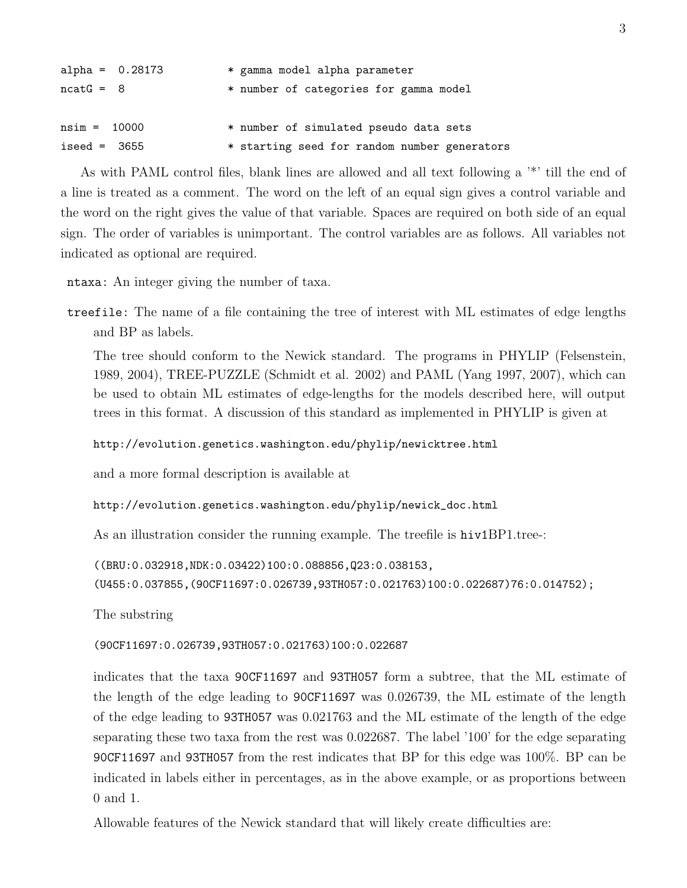```
alpha =  0.28173          * gamma model alpha parameter
ncatG =  8                * number of categories for gamma model

nsim =  10000             * number of simulated pseudo data sets
iseed =  3655             * starting seed for random number generators
```

As with PAML control files, blank lines are allowed and all text following a '*' till the end of a line is treated as a comment. The word on the left of an equal sign gives a control variable and the word on the right gives the value of that variable. Spaces are required on both side of an equal sign. The order of variables is unimportant. The control variables are as follows. All variables not indicated as optional are required.

`ntaxa`: An integer giving the number of taxa.

`treefile`: The name of a file containing the tree of interest with ML estimates of edge lengths and BP as labels.

The tree should conform to the Newick standard. The programs in PHYLIP (Felsenstein, 1989, 2004), TREE-PUZZLE (Schmidt et al. 2002) and PAML (Yang 1997, 2007), which can be used to obtain ML estimates of edge-lengths for the models described here, will output trees in this format. A discussion of this standard as implemented in PHYLIP is given at

`http://evolution.genetics.washington.edu/phylip/newicktree.html`

and a more formal description is available at

`http://evolution.genetics.washington.edu/phylip/newick_doc.html`

As an illustration consider the running example. The treefile is `hiv1`BP1.tree-:

```
((BRU:0.032918,NDK:0.03422)100:0.088856,Q23:0.038153,
(U455:0.037855,(90CF11697:0.026739,93TH057:0.021763)100:0.022687)76:0.014752);
```

The substring

```
(90CF11697:0.026739,93TH057:0.021763)100:0.022687
```

indicates that the taxa `90CF11697` and `93TH057` form a subtree, that the ML estimate of the length of the edge leading to `90CF11697` was 0.026739, the ML estimate of the length of the edge leading to `93TH057` was 0.021763 and the ML estimate of the length of the edge separating these two taxa from the rest was 0.022687. The label '100' for the edge separating `90CF11697` and `93TH057` from the rest indicates that BP for this edge was 100%. BP can be indicated in labels either in percentages, as in the above example, or as proportions between 0 and 1.

Allowable features of the Newick standard that will likely create difficulties are: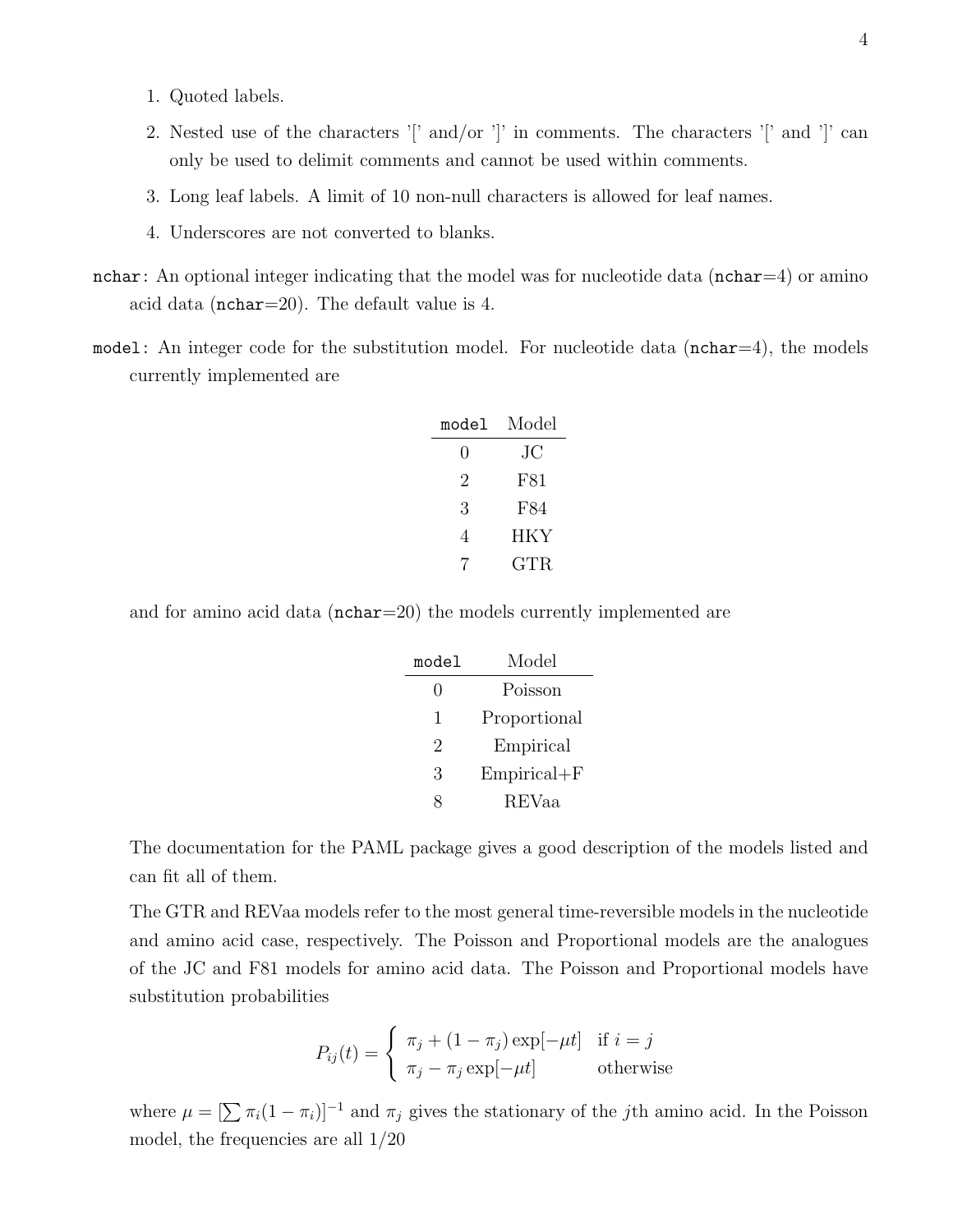1. Quoted labels.
2. Nested use of the characters '[' and/or ']' in comments. The characters '[' and ']' can only be used to delimit comments and cannot be used within comments.
3. Long leaf labels. A limit of 10 non-null characters is allowed for leaf names.
4. Underscores are not converted to blanks.

`nchar`: An optional integer indicating that the model was for nucleotide data (`nchar`=4) or amino acid data (`nchar`=20). The default value is 4.

`model`: An integer code for the substitution model. For nucleotide data (`nchar`=4), the models currently implemented are

| `model` | Model |
|---|---|
| 0 | JC |
| 2 | F81 |
| 3 | F84 |
| 4 | HKY |
| 7 | GTR |

and for amino acid data (`nchar`=20) the models currently implemented are

| `model` | Model |
|---|---|
| 0 | Poisson |
| 1 | Proportional |
| 2 | Empirical |
| 3 | Empirical+F |
| 8 | REVaa |

The documentation for the PAML package gives a good description of the models listed and can fit all of them.

The GTR and REVaa models refer to the most general time-reversible models in the nucleotide and amino acid case, respectively. The Poisson and Proportional models are the analogues of the JC and F81 models for amino acid data. The Poisson and Proportional models have substitution probabilities

$$P_{ij}(t) = \begin{cases} \pi_j + (1 - \pi_j)\exp[-\mu t] & \text{if } i = j \\ \pi_j - \pi_j \exp[-\mu t] & \text{otherwise} \end{cases}$$

where $\mu = [\sum \pi_i(1 - \pi_i)]^{-1}$ and $\pi_j$ gives the stationary of the $j$th amino acid. In the Poisson model, the frequencies are all 1/20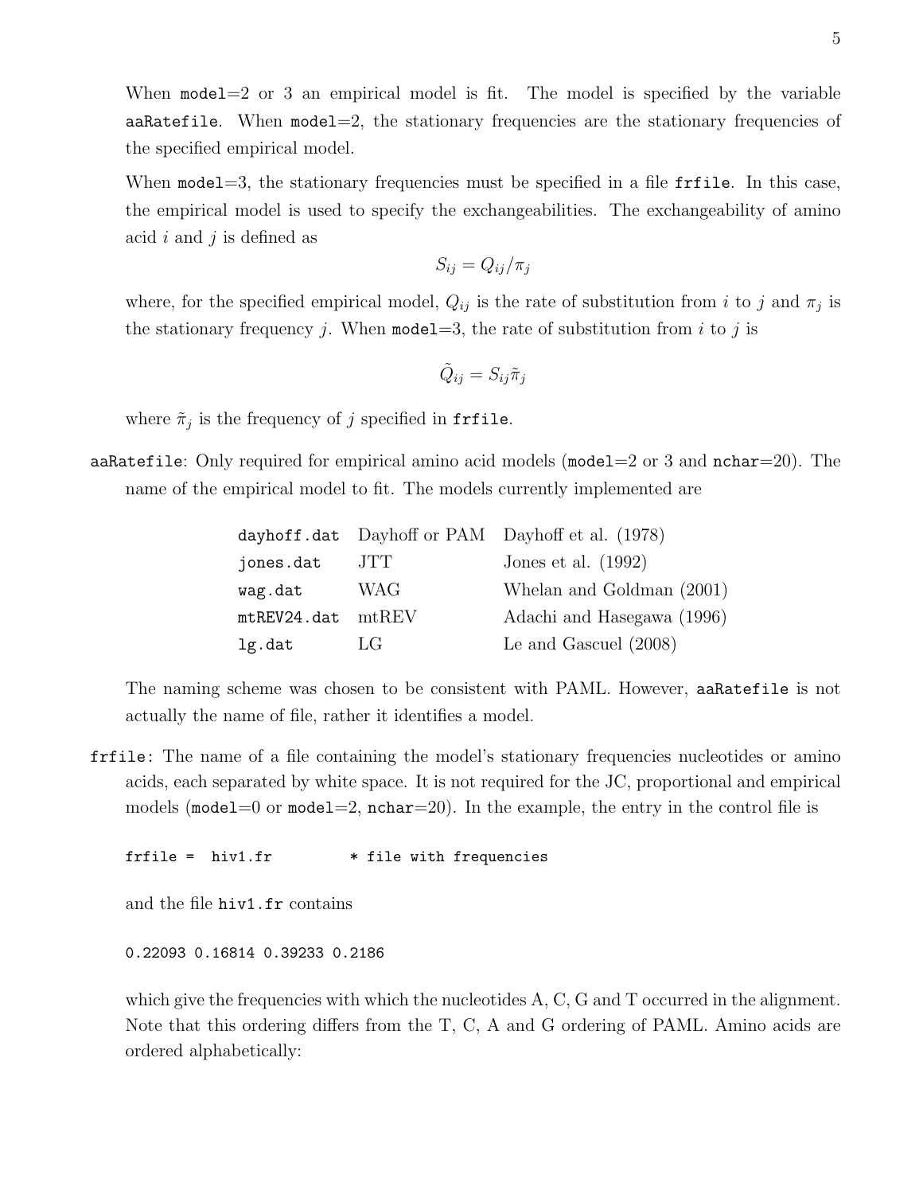When `model`=2 or 3 an empirical model is fit. The model is specified by the variable `aaRatefile`. When `model`=2, the stationary frequencies are the stationary frequencies of the specified empirical model.

When `model`=3, the stationary frequencies must be specified in a file `frfile`. In this case, the empirical model is used to specify the exchangeabilities. The exchangeability of amino acid $i$ and $j$ is defined as

$$S_{ij} = Q_{ij}/\pi_j$$

where, for the specified empirical model, $Q_{ij}$ is the rate of substitution from $i$ to $j$ and $\pi_j$ is the stationary frequency $j$. When `model`=3, the rate of substitution from $i$ to $j$ is

$$\tilde{Q}_{ij} = S_{ij}\tilde{\pi}_j$$

where $\tilde{\pi}_j$ is the frequency of $j$ specified in `frfile`.

`aaRatefile`: Only required for empirical amino acid models (`model`=2 or 3 and `nchar`=20). The name of the empirical model to fit. The models currently implemented are

| | | |
|---|---|---|
| `dayhoff.dat` | Dayhoff or PAM | Dayhoff et al. (1978) |
| `jones.dat` | JTT | Jones et al. (1992) |
| `wag.dat` | WAG | Whelan and Goldman (2001) |
| `mtREV24.dat` | mtREV | Adachi and Hasegawa (1996) |
| `lg.dat` | LG | Le and Gascuel (2008) |

The naming scheme was chosen to be consistent with PAML. However, `aaRatefile` is not actually the name of file, rather it identifies a model.

`frfile`: The name of a file containing the model's stationary frequencies nucleotides or amino acids, each separated by white space. It is not required for the JC, proportional and empirical models (`model`=0 or `model`=2, `nchar`=20). In the example, the entry in the control file is

```
frfile =  hiv1.fr        * file with frequencies
```

and the file `hiv1.fr` contains

```
0.22093 0.16814 0.39233 0.2186
```

which give the frequencies with which the nucleotides A, C, G and T occurred in the alignment. Note that this ordering differs from the T, C, A and G ordering of PAML. Amino acids are ordered alphabetically: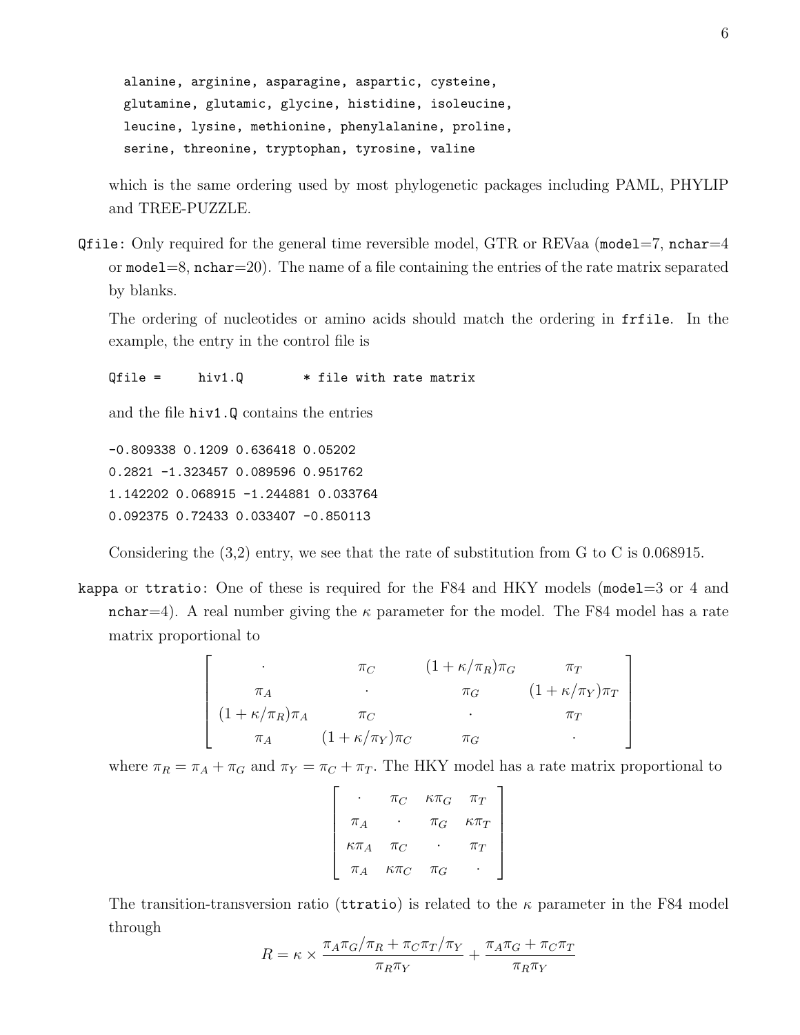```
alanine, arginine, asparagine, aspartic, cysteine,
glutamine, glutamic, glycine, histidine, isoleucine,
leucine, lysine, methionine, phenylalanine, proline,
serine, threonine, tryptophan, tyrosine, valine
```

which is the same ordering used by most phylogenetic packages including PAML, PHYLIP and TREE-PUZZLE.

`Qfile`: Only required for the general time reversible model, GTR or REVaa (`model`=7, `nchar`=4 or `model`=8, `nchar`=20). The name of a file containing the entries of the rate matrix separated by blanks.

The ordering of nucleotides or amino acids should match the ordering in `frfile`. In the example, the entry in the control file is

```
Qfile =     hiv1.Q        * file with rate matrix
```

and the file `hiv1.Q` contains the entries

```
-0.809338 0.1209 0.636418 0.05202
0.2821 -1.323457 0.089596 0.951762
1.142202 0.068915 -1.244881 0.033764
0.092375 0.72433 0.033407 -0.850113
```

Considering the (3,2) entry, we see that the rate of substitution from G to C is 0.068915.

`kappa` or `ttratio`: One of these is required for the F84 and HKY models (`model`=3 or 4 and `nchar`=4). A real number giving the $\kappa$ parameter for the model. The F84 model has a rate matrix proportional to

$$\begin{bmatrix} \cdot & \pi_C & (1+\kappa/\pi_R)\pi_G & \pi_T \\ \pi_A & \cdot & \pi_G & (1+\kappa/\pi_Y)\pi_T \\ (1+\kappa/\pi_R)\pi_A & \pi_C & \cdot & \pi_T \\ \pi_A & (1+\kappa/\pi_Y)\pi_C & \pi_G & \cdot \end{bmatrix}$$

where $\pi_R = \pi_A + \pi_G$ and $\pi_Y = \pi_C + \pi_T$. The HKY model has a rate matrix proportional to

$$\begin{bmatrix} \cdot & \pi_C & \kappa\pi_G & \pi_T \\ \pi_A & \cdot & \pi_G & \kappa\pi_T \\ \kappa\pi_A & \pi_C & \cdot & \pi_T \\ \pi_A & \kappa\pi_C & \pi_G & \cdot \end{bmatrix}$$

The transition-transversion ratio (`ttratio`) is related to the $\kappa$ parameter in the F84 model through

$$R = \kappa \times \frac{\pi_A\pi_G/\pi_R + \pi_C\pi_T/\pi_Y}{\pi_R\pi_Y} + \frac{\pi_A\pi_G + \pi_C\pi_T}{\pi_R\pi_Y}$$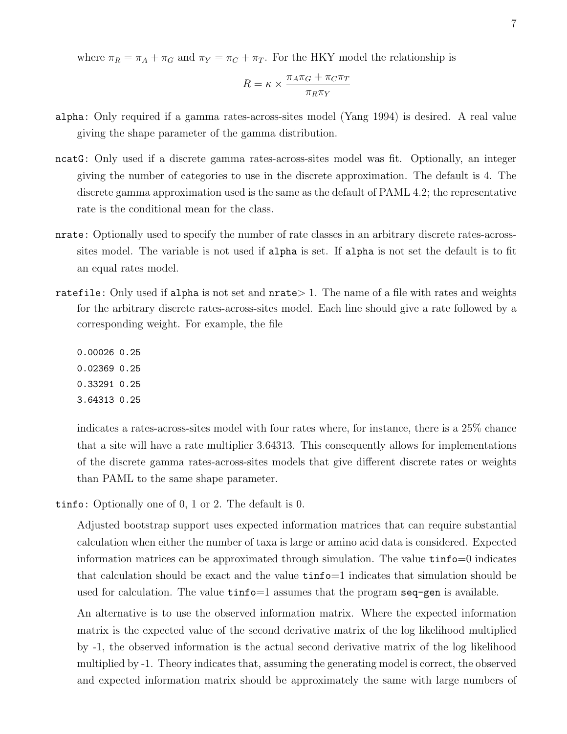where $\pi_R = \pi_A + \pi_G$ and $\pi_Y = \pi_C + \pi_T$. For the HKY model the relationship is

$$R = \kappa \times \frac{\pi_A \pi_G + \pi_C \pi_T}{\pi_R \pi_Y}$$

`alpha`: Only required if a gamma rates-across-sites model (Yang 1994) is desired. A real value giving the shape parameter of the gamma distribution.

`ncatG`: Only used if a discrete gamma rates-across-sites model was fit. Optionally, an integer giving the number of categories to use in the discrete approximation. The default is 4. The discrete gamma approximation used is the same as the default of PAML 4.2; the representative rate is the conditional mean for the class.

`nrate`: Optionally used to specify the number of rate classes in an arbitrary discrete rates-across-sites model. The variable is not used if `alpha` is set. If `alpha` is not set the default is to fit an equal rates model.

`ratefile`: Only used if `alpha` is not set and `nrate`$> 1$. The name of a file with rates and weights for the arbitrary discrete rates-across-sites model. Each line should give a rate followed by a corresponding weight. For example, the file

```
0.00026 0.25
0.02369 0.25
0.33291 0.25
3.64313 0.25
```

indicates a rates-across-sites model with four rates where, for instance, there is a 25% chance that a site will have a rate multiplier 3.64313. This consequently allows for implementations of the discrete gamma rates-across-sites models that give different discrete rates or weights than PAML to the same shape parameter.

`tinfo`: Optionally one of 0, 1 or 2. The default is 0.

Adjusted bootstrap support uses expected information matrices that can require substantial calculation when either the number of taxa is large or amino acid data is considered. Expected information matrices can be approximated through simulation. The value `tinfo`=0 indicates that calculation should be exact and the value `tinfo`=1 indicates that simulation should be used for calculation. The value `tinfo`=1 assumes that the program `seq-gen` is available.

An alternative is to use the observed information matrix. Where the expected information matrix is the expected value of the second derivative matrix of the log likelihood multiplied by -1, the observed information is the actual second derivative matrix of the log likelihood multiplied by -1. Theory indicates that, assuming the generating model is correct, the observed and expected information matrix should be approximately the same with large numbers of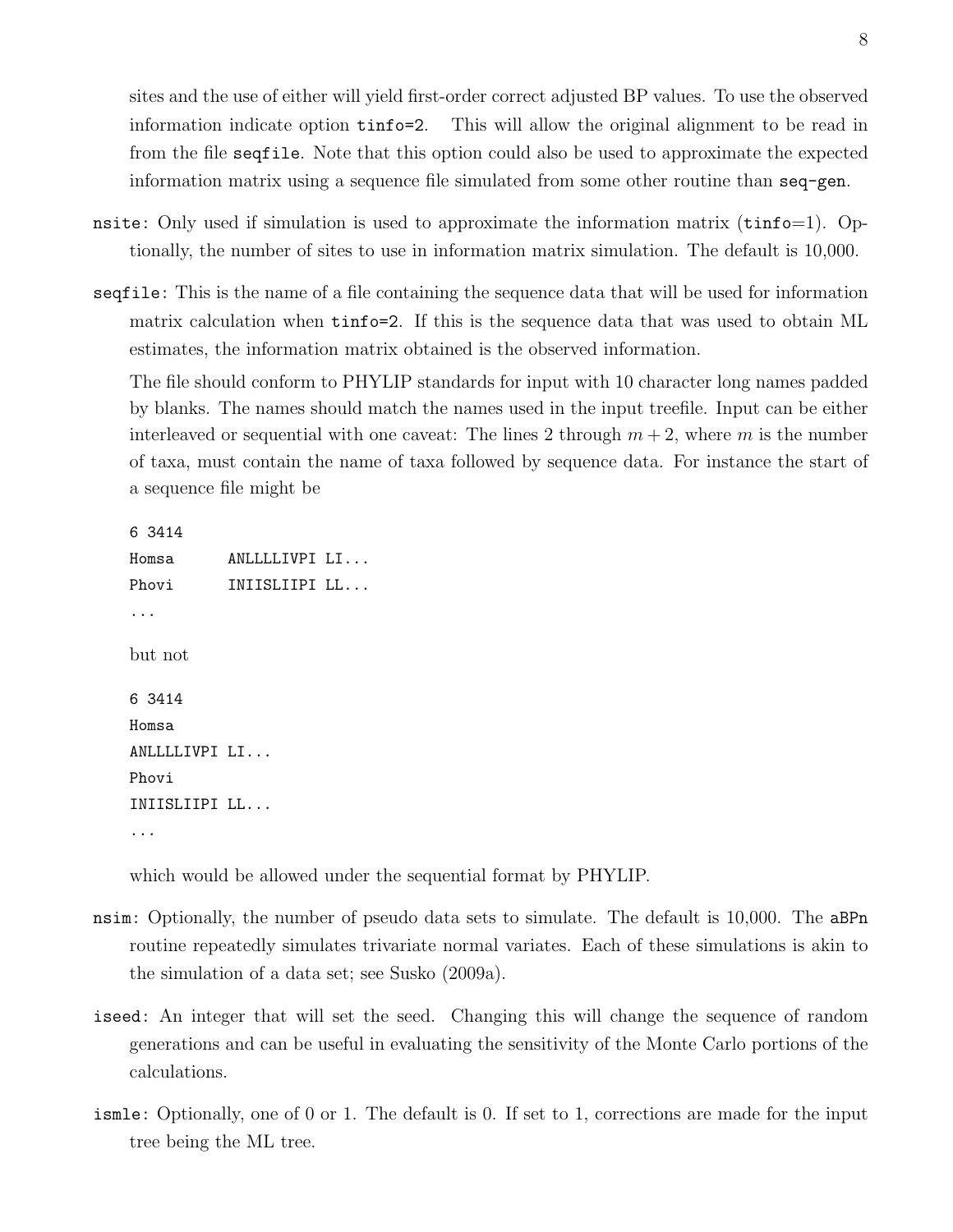sites and the use of either will yield first-order correct adjusted BP values. To use the observed information indicate option `tinfo=2`. This will allow the original alignment to be read in from the file `seqfile`. Note that this option could also be used to approximate the expected information matrix using a sequence file simulated from some other routine than `seq-gen`.

`nsite`: Only used if simulation is used to approximate the information matrix (`tinfo`=1). Optionally, the number of sites to use in information matrix simulation. The default is 10,000.

`seqfile`: This is the name of a file containing the sequence data that will be used for information matrix calculation when `tinfo=2`. If this is the sequence data that was used to obtain ML estimates, the information matrix obtained is the observed information.

The file should conform to PHYLIP standards for input with 10 character long names padded by blanks. The names should match the names used in the input treefile. Input can be either interleaved or sequential with one caveat: The lines 2 through $m + 2$, where $m$ is the number of taxa, must contain the name of taxa followed by sequence data. For instance the start of a sequence file might be

```
6 3414
Homsa      ANLLLLIVPI LI...
Phovi      INIISLIIPI LL...
...
```

but not

```
6 3414
Homsa
ANLLLLIVPI LI...
Phovi
INIISLIIPI LL...
...
```

which would be allowed under the sequential format by PHYLIP.

`nsim`: Optionally, the number of pseudo data sets to simulate. The default is 10,000. The `aBPn` routine repeatedly simulates trivariate normal variates. Each of these simulations is akin to the simulation of a data set; see Susko (2009a).

`iseed`: An integer that will set the seed. Changing this will change the sequence of random generations and can be useful in evaluating the sensitivity of the Monte Carlo portions of the calculations.

`ismle`: Optionally, one of 0 or 1. The default is 0. If set to 1, corrections are made for the input tree being the ML tree.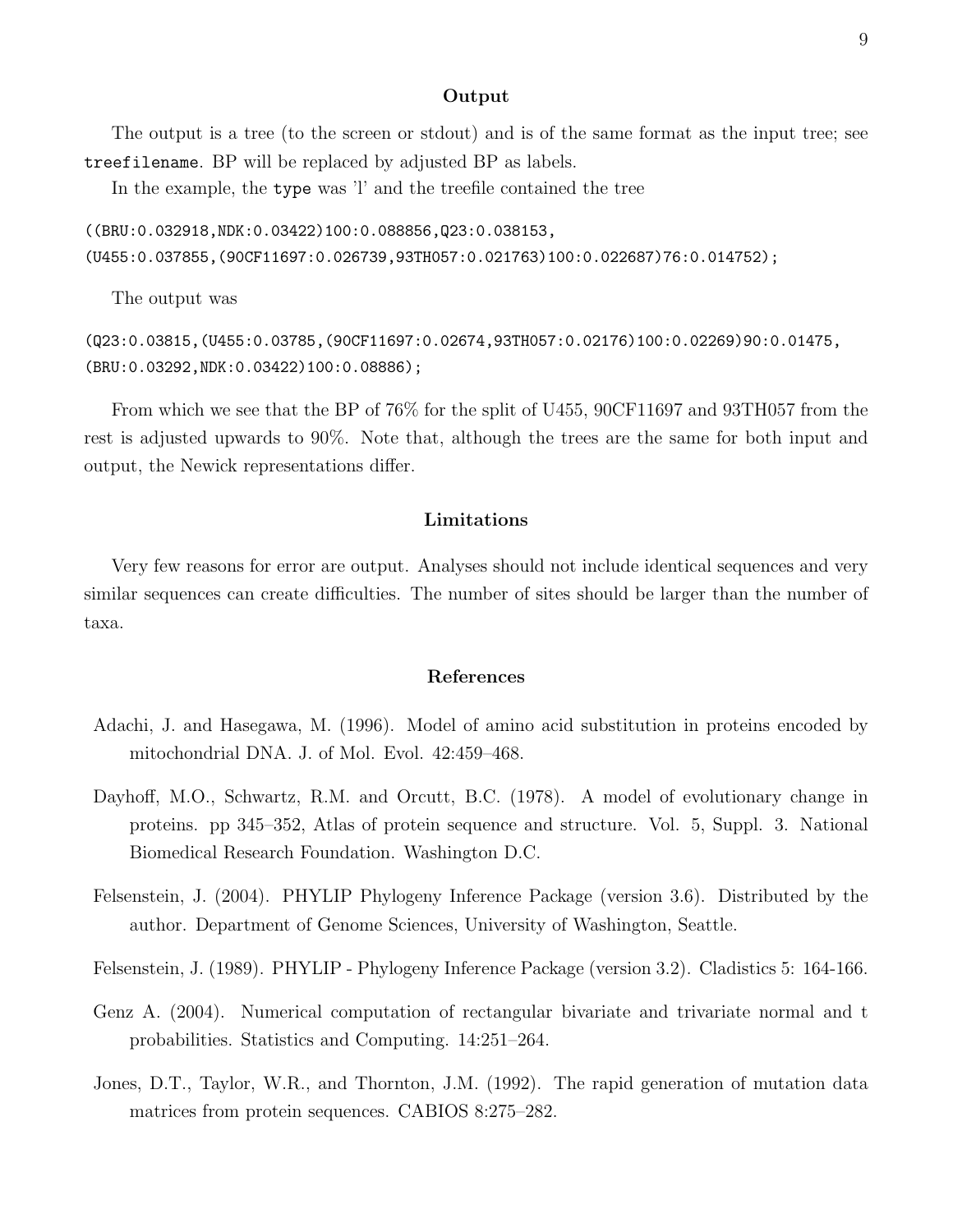## Output

The output is a tree (to the screen or stdout) and is of the same format as the input tree; see `treefilename`. BP will be replaced by adjusted BP as labels.

In the example, the `type` was 'l' and the treefile contained the tree

```
((BRU:0.032918,NDK:0.03422)100:0.088856,Q23:0.038153,
(U455:0.037855,(90CF11697:0.026739,93TH057:0.021763)100:0.022687)76:0.014752);
```

The output was

```
(Q23:0.03815,(U455:0.03785,(90CF11697:0.02674,93TH057:0.02176)100:0.02269)90:0.01475,
(BRU:0.03292,NDK:0.03422)100:0.08886);
```

From which we see that the BP of 76% for the split of U455, 90CF11697 and 93TH057 from the rest is adjusted upwards to 90%. Note that, although the trees are the same for both input and output, the Newick representations differ.

## Limitations

Very few reasons for error are output. Analyses should not include identical sequences and very similar sequences can create difficulties. The number of sites should be larger than the number of taxa.

## References

Adachi, J. and Hasegawa, M. (1996). Model of amino acid substitution in proteins encoded by mitochondrial DNA. J. of Mol. Evol. 42:459–468.

Dayhoff, M.O., Schwartz, R.M. and Orcutt, B.C. (1978). A model of evolutionary change in proteins. pp 345–352, Atlas of protein sequence and structure. Vol. 5, Suppl. 3. National Biomedical Research Foundation. Washington D.C.

Felsenstein, J. (2004). PHYLIP Phylogeny Inference Package (version 3.6). Distributed by the author. Department of Genome Sciences, University of Washington, Seattle.

Felsenstein, J. (1989). PHYLIP - Phylogeny Inference Package (version 3.2). Cladistics 5: 164-166.

Genz A. (2004). Numerical computation of rectangular bivariate and trivariate normal and t probabilities. Statistics and Computing. 14:251–264.

Jones, D.T., Taylor, W.R., and Thornton, J.M. (1992). The rapid generation of mutation data matrices from protein sequences. CABIOS 8:275–282.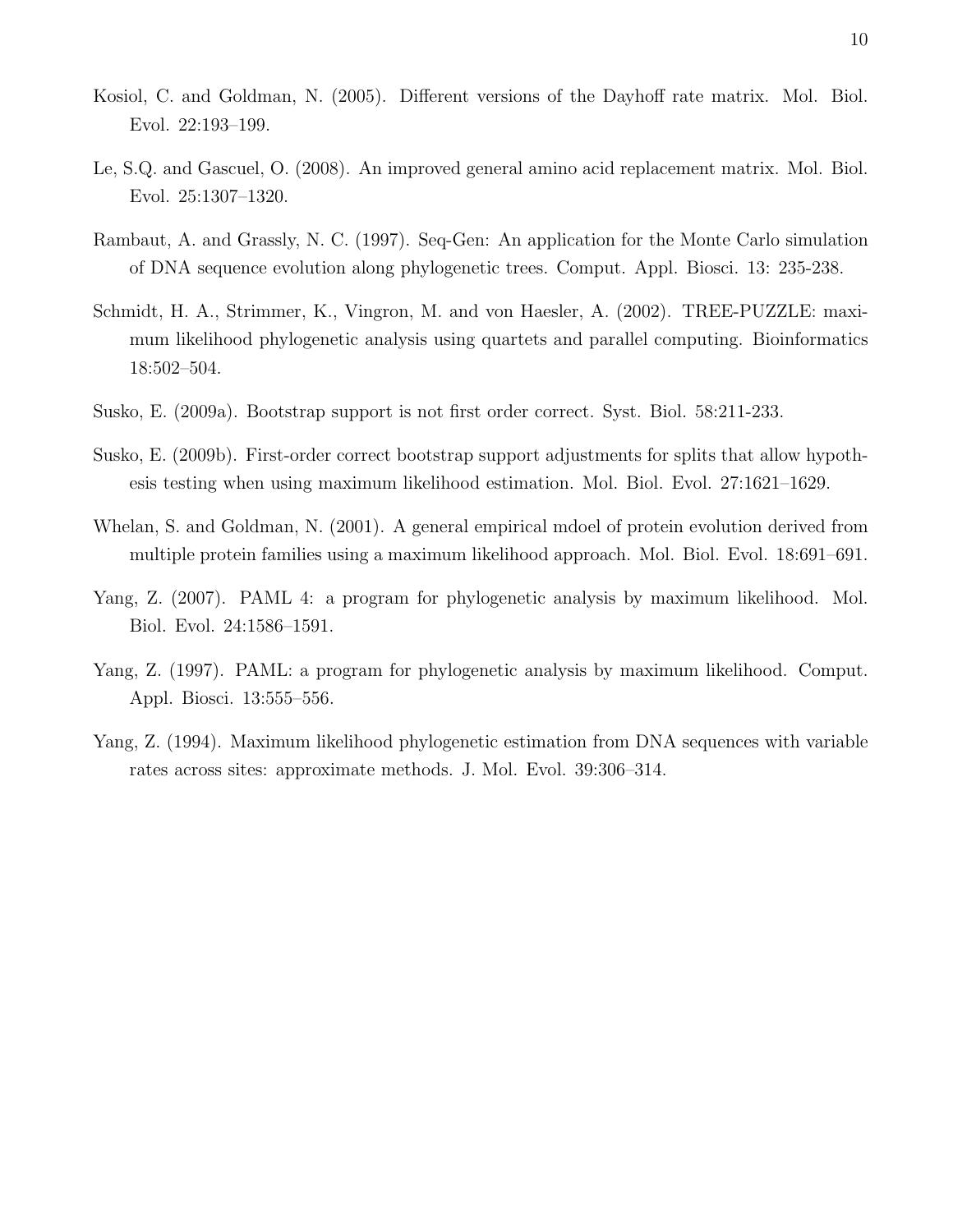Kosiol, C. and Goldman, N. (2005). Different versions of the Dayhoff rate matrix. Mol. Biol. Evol. 22:193–199.

Le, S.Q. and Gascuel, O. (2008). An improved general amino acid replacement matrix. Mol. Biol. Evol. 25:1307–1320.

Rambaut, A. and Grassly, N. C. (1997). Seq-Gen: An application for the Monte Carlo simulation of DNA sequence evolution along phylogenetic trees. Comput. Appl. Biosci. 13: 235-238.

Schmidt, H. A., Strimmer, K., Vingron, M. and von Haesler, A. (2002). TREE-PUZZLE: maximum likelihood phylogenetic analysis using quartets and parallel computing. Bioinformatics 18:502–504.

Susko, E. (2009a). Bootstrap support is not first order correct. Syst. Biol. 58:211-233.

Susko, E. (2009b). First-order correct bootstrap support adjustments for splits that allow hypothesis testing when using maximum likelihood estimation. Mol. Biol. Evol. 27:1621–1629.

Whelan, S. and Goldman, N. (2001). A general empirical mdoel of protein evolution derived from multiple protein families using a maximum likelihood approach. Mol. Biol. Evol. 18:691–691.

Yang, Z. (2007). PAML 4: a program for phylogenetic analysis by maximum likelihood. Mol. Biol. Evol. 24:1586–1591.

Yang, Z. (1997). PAML: a program for phylogenetic analysis by maximum likelihood. Comput. Appl. Biosci. 13:555–556.

Yang, Z. (1994). Maximum likelihood phylogenetic estimation from DNA sequences with variable rates across sites: approximate methods. J. Mol. Evol. 39:306–314.